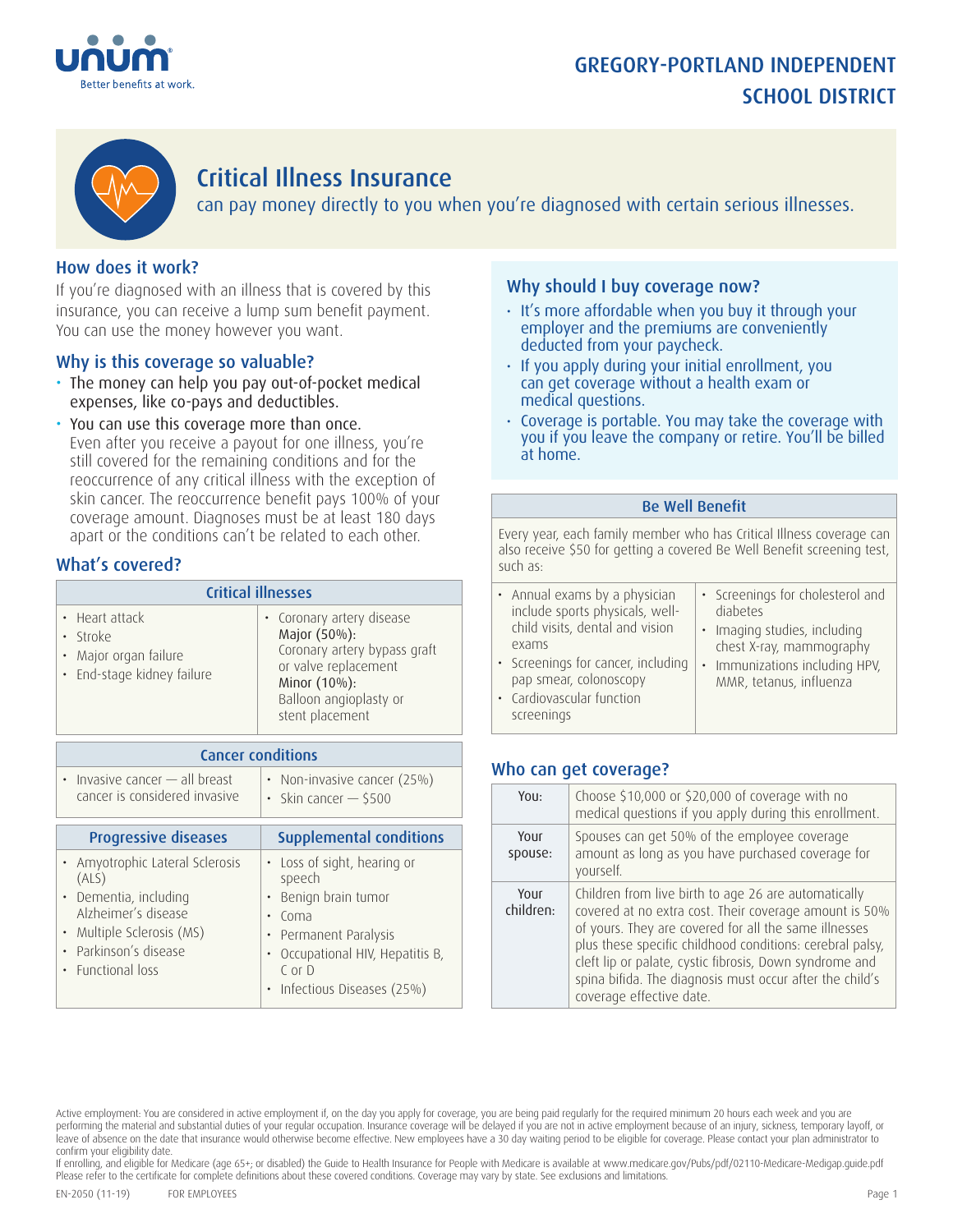unum
Better benefits at work.

# GREGORY-PORTLAND INDEPENDENT SCHOOL DISTRICT

## Critical Illness Insurance

can pay money directly to you when you're diagnosed with certain serious illnesses.

### How does it work?

If you're diagnosed with an illness that is covered by this insurance, you can receive a lump sum benefit payment. You can use the money however you want.

### Why is this coverage so valuable?

- The money can help you pay out-of-pocket medical expenses, like co-pays and deductibles.
- You can use this coverage more than once.
  Even after you receive a payout for one illness, you're still covered for the remaining conditions and for the reoccurrence of any critical illness with the exception of skin cancer. The reoccurrence benefit pays 100% of your coverage amount. Diagnoses must be at least 180 days apart or the conditions can't be related to each other.

### What's covered?

| Critical illnesses | |
|---|---|
| • Heart attack<br>• Stroke<br>• Major organ failure<br>• End-stage kidney failure | • Coronary artery disease<br>Major (50%):<br>Coronary artery bypass graft or valve replacement<br>Minor (10%):<br>Balloon angioplasty or stent placement |

| Cancer conditions | |
|---|---|
| • Invasive cancer — all breast cancer is considered invasive | • Non-invasive cancer (25%)<br>• Skin cancer — $500 |

| Progressive diseases | Supplemental conditions |
|---|---|
| • Amyotrophic Lateral Sclerosis (ALS)<br>• Dementia, including Alzheimer's disease<br>• Multiple Sclerosis (MS)<br>• Parkinson's disease<br>• Functional loss | • Loss of sight, hearing or speech<br>• Benign brain tumor<br>• Coma<br>• Permanent Paralysis<br>• Occupational HIV, Hepatitis B, C or D<br>• Infectious Diseases (25%) |

### Why should I buy coverage now?

- It's more affordable when you buy it through your employer and the premiums are conveniently deducted from your paycheck.
- If you apply during your initial enrollment, you can get coverage without a health exam or medical questions.
- Coverage is portable. You may take the coverage with you if you leave the company or retire. You'll be billed at home.

| Be Well Benefit | |
|---|---|
| Every year, each family member who has Critical Illness coverage can also receive $50 for getting a covered Be Well Benefit screening test, such as: | |
| • Annual exams by a physician include sports physicals, well-child visits, dental and vision exams<br>• Screenings for cancer, including pap smear, colonoscopy<br>• Cardiovascular function screenings | • Screenings for cholesterol and diabetes<br>• Imaging studies, including chest X-ray, mammography<br>• Immunizations including HPV, MMR, tetanus, influenza |

### Who can get coverage?

| | |
|---|---|
| You: | Choose $10,000 or $20,000 of coverage with no medical questions if you apply during this enrollment. |
| Your spouse: | Spouses can get 50% of the employee coverage amount as long as you have purchased coverage for yourself. |
| Your children: | Children from live birth to age 26 are automatically covered at no extra cost. Their coverage amount is 50% of yours. They are covered for all the same illnesses plus these specific childhood conditions: cerebral palsy, cleft lip or palate, cystic fibrosis, Down syndrome and spina bifida. The diagnosis must occur after the child's coverage effective date. |

Active employment: You are considered in active employment if, on the day you apply for coverage, you are being paid regularly for the required minimum 20 hours each week and you are performing the material and substantial duties of your regular occupation. Insurance coverage will be delayed if you are not in active employment because of an injury, sickness, temporary layoff, or leave of absence on the date that insurance would otherwise become effective. New employees have a 30 day waiting period to be eligible for coverage. Please contact your plan administrator to confirm your eligibility date.

If enrolling, and eligible for Medicare (age 65+; or disabled) the Guide to Health Insurance for People with Medicare is available at www.medicare.gov/Pubs/pdf/02110-Medicare-Medigap.guide.pdf

Please refer to the certificate for complete definitions about these covered conditions. Coverage may vary by state. See exclusions and limitations.

EN-2050 (11-19) FOR EMPLOYEES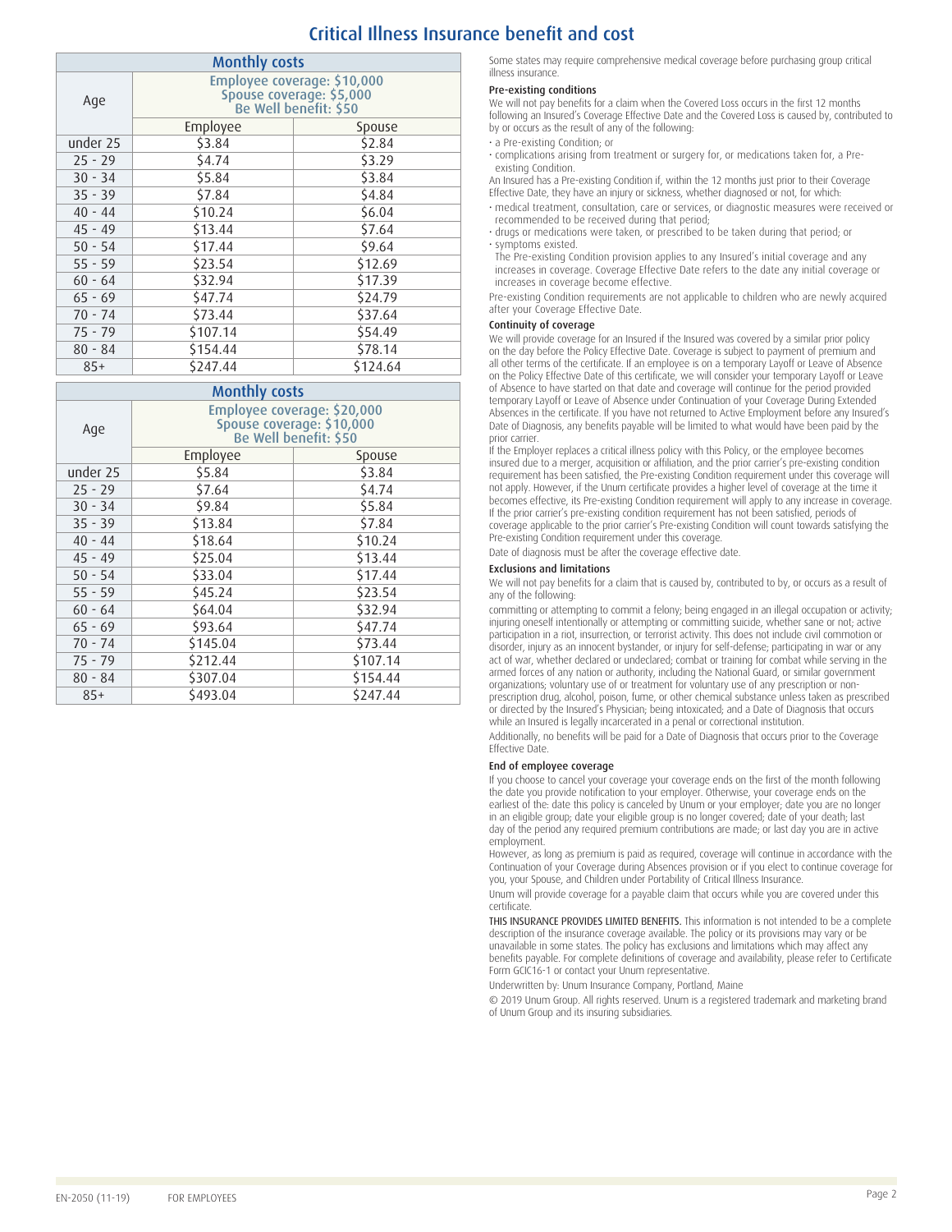# Critical Illness Insurance benefit and cost

| Monthly costs | | |
|---|---|---|
| Age | Employee coverage: $10,000<br>Spouse coverage: $5,000<br>Be Well benefit: $50 | |
| | Employee | Spouse |
| under 25 | $3.84 | $2.84 |
| 25 - 29 | $4.74 | $3.29 |
| 30 - 34 | $5.84 | $3.84 |
| 35 - 39 | $7.84 | $4.84 |
| 40 - 44 | $10.24 | $6.04 |
| 45 - 49 | $13.44 | $7.64 |
| 50 - 54 | $17.44 | $9.64 |
| 55 - 59 | $23.54 | $12.69 |
| 60 - 64 | $32.94 | $17.39 |
| 65 - 69 | $47.74 | $24.79 |
| 70 - 74 | $73.44 | $37.64 |
| 75 - 79 | $107.14 | $54.49 |
| 80 - 84 | $154.44 | $78.14 |
| 85+ | $247.44 | $124.64 |

| Monthly costs | | |
|---|---|---|
| Age | Employee coverage: $20,000<br>Spouse coverage: $10,000<br>Be Well benefit: $50 | |
| | Employee | Spouse |
| under 25 | $5.84 | $3.84 |
| 25 - 29 | $7.64 | $4.74 |
| 30 - 34 | $9.84 | $5.84 |
| 35 - 39 | $13.84 | $7.84 |
| 40 - 44 | $18.64 | $10.24 |
| 45 - 49 | $25.04 | $13.44 |
| 50 - 54 | $33.04 | $17.44 |
| 55 - 59 | $45.24 | $23.54 |
| 60 - 64 | $64.04 | $32.94 |
| 65 - 69 | $93.64 | $47.74 |
| 70 - 74 | $145.04 | $73.44 |
| 75 - 79 | $212.44 | $107.14 |
| 80 - 84 | $307.04 | $154.44 |
| 85+ | $493.04 | $247.44 |

Some states may require comprehensive medical coverage before purchasing group critical illness insurance.

**Pre-existing conditions**

We will not pay benefits for a claim when the Covered Loss occurs in the first 12 months following an Insured's Coverage Effective Date and the Covered Loss is caused by, contributed to by or occurs as the result of any of the following:

- a Pre-existing Condition; or
- complications arising from treatment or surgery for, or medications taken for, a Pre-existing Condition.

An Insured has a Pre-existing Condition if, within the 12 months just prior to their Coverage Effective Date, they have an injury or sickness, whether diagnosed or not, for which:

- medical treatment, consultation, care or services, or diagnostic measures were received or recommended to be received during that period;
- drugs or medications were taken, or prescribed to be taken during that period; or
- symptoms existed.

The Pre-existing Condition provision applies to any Insured's initial coverage and any increases in coverage. Coverage Effective Date refers to the date any initial coverage or increases in coverage become effective.

Pre-existing Condition requirements are not applicable to children who are newly acquired after your Coverage Effective Date.

**Continuity of coverage**

We will provide coverage for an Insured if the Insured was covered by a similar prior policy on the day before the Policy Effective Date. Coverage is subject to payment of premium and all other terms of the certificate. If an employee is on a temporary Layoff or Leave of Absence on the Policy Effective Date of this certificate, we will consider your temporary Layoff or Leave of Absence to have started on that date and coverage will continue for the period provided temporary Layoff or Leave of Absence under Continuation of your Coverage During Extended Absences in the certificate. If you have not returned to Active Employment before any Insured's Date of Diagnosis, any benefits payable will be limited to what would have been paid by the prior carrier.

If the Employer replaces a critical illness policy with this Policy, or the employee becomes insured due to a merger, acquisition or affiliation, and the prior carrier's pre-existing condition requirement has been satisfied, the Pre-existing Condition requirement under this coverage will not apply. However, if the Unum certificate provides a higher level of coverage at the time it becomes effective, its Pre-existing Condition requirement will apply to any increase in coverage. If the prior carrier's pre-existing condition requirement has not been satisfied, periods of coverage applicable to the prior carrier's Pre-existing Condition will count towards satisfying the Pre-existing Condition requirement under this coverage.

Date of diagnosis must be after the coverage effective date.

**Exclusions and limitations**

We will not pay benefits for a claim that is caused by, contributed to by, or occurs as a result of any of the following:

committing or attempting to commit a felony; being engaged in an illegal occupation or activity; injuring oneself intentionally or attempting or committing suicide, whether sane or not; active participation in a riot, insurrection, or terrorist activity. This does not include civil commotion or disorder, injury as an innocent bystander, or injury for self-defense; participating in war or any act of war, whether declared or undeclared; combat or training for combat while serving in the armed forces of any nation or authority, including the National Guard, or similar government organizations; voluntary use of or treatment for voluntary use of any prescription or non-prescription drug, alcohol, poison, fume, or other chemical substance unless taken as prescribed or directed by the Insured's Physician; being intoxicated; and a Date of Diagnosis that occurs while an Insured is legally incarcerated in a penal or correctional institution.

Additionally, no benefits will be paid for a Date of Diagnosis that occurs prior to the Coverage Effective Date.

**End of employee coverage**

If you choose to cancel your coverage your coverage ends on the first of the month following the date you provide notification to your employer. Otherwise, your coverage ends on the earliest of the: date this policy is canceled by Unum or your employer; date you are no longer in an eligible group; date your eligible group is no longer covered; date of your death; last day of the period any required premium contributions are made; or last day you are in active employment.

However, as long as premium is paid as required, coverage will continue in accordance with the Continuation of your Coverage during Absences provision or if you elect to continue coverage for you, your Spouse, and Children under Portability of Critical Illness Insurance.

Unum will provide coverage for a payable claim that occurs while you are covered under this certificate.

THIS INSURANCE PROVIDES LIMITED BENEFITS. This information is not intended to be a complete description of the insurance coverage available. The policy or its provisions may vary or be unavailable in some states. The policy has exclusions and limitations which may affect any benefits payable. For complete definitions of coverage and availability, please refer to Certificate Form GCIC16-1 or contact your Unum representative.

Underwritten by: Unum Insurance Company, Portland, Maine

© 2019 Unum Group. All rights reserved. Unum is a registered trademark and marketing brand of Unum Group and its insuring subsidiaries.

EN-2050 (11-19) FOR EMPLOYEES